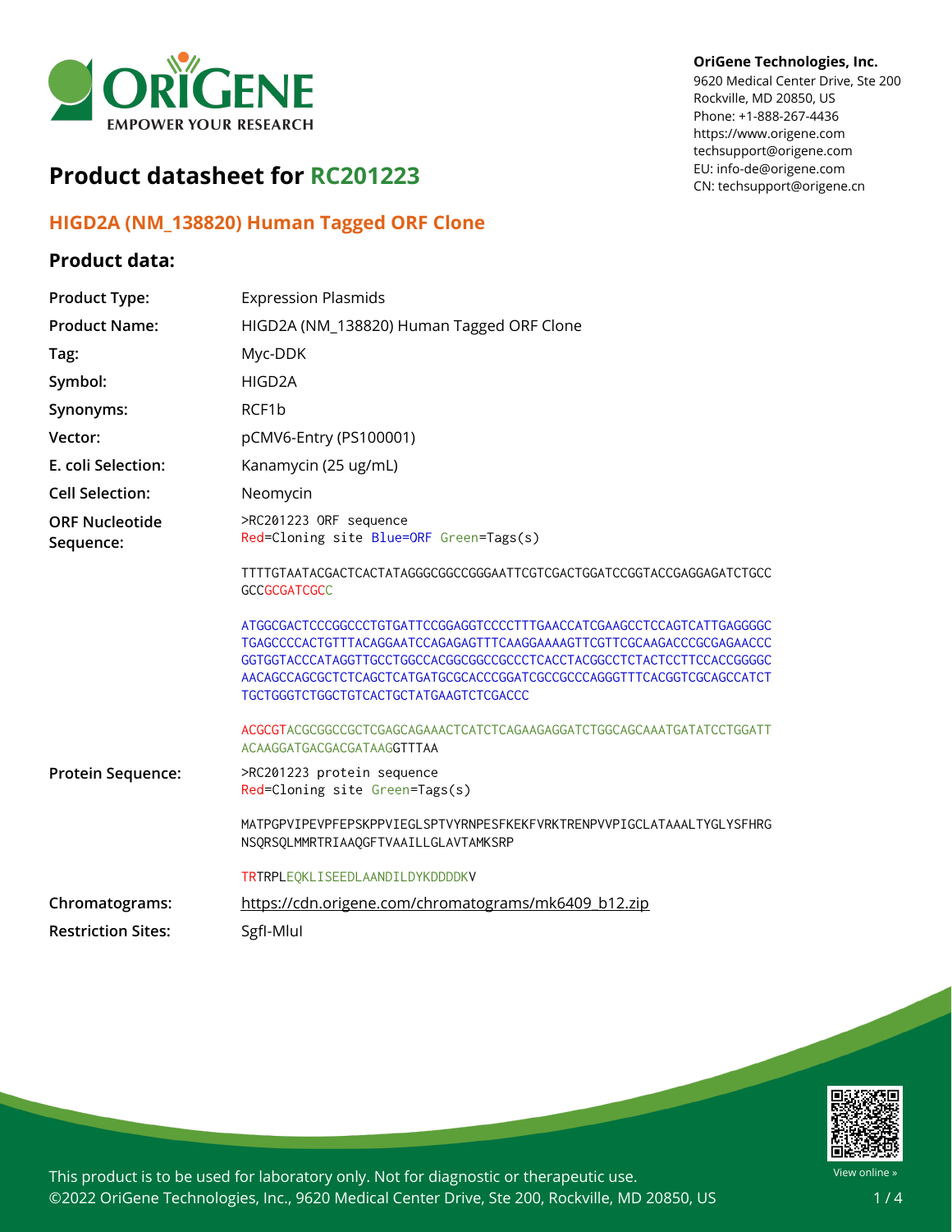OriGene Technologies, Inc.
9620 Medical Center Drive, Ste 200
Rockville, MD 20850, US
Phone: +1-888-267-4436
https://www.origene.com
techsupport@origene.com
EU: info-de@origene.com
CN: techsupport@origene.cn

# Product datasheet for RC201223

## HIGD2A (NM_138820) Human Tagged ORF Clone

### Product data:

| | |
|---|---|
| **Product Type:** | Expression Plasmids |
| **Product Name:** | HIGD2A (NM_138820) Human Tagged ORF Clone |
| **Tag:** | Myc-DDK |
| **Symbol:** | HIGD2A |
| **Synonyms:** | RCF1b |
| **Vector:** | pCMV6-Entry (PS100001) |
| **E. coli Selection:** | Kanamycin (25 ug/mL) |
| **Cell Selection:** | Neomycin |

**ORF Nucleotide Sequence:**

```
>RC201223 ORF sequence
Red=Cloning site Blue=ORF Green=Tags(s)

TTTTGTAATACGACTCACTATAGGGCGGCCGGGAATTCGTCGACTGGATCCGGTACCGAGGAGATCTGCC
GCCGCGATCGCC

ATGGCGACTCCCGGCCCTGTGATTCCGGAGGTCCCCTTTGAACCATCGAAGCCTCCAGTCATTGAGGGGC
TGAGCCCCACTGTTTACAGGAATCCAGAGAGTTTCAAGGAAAAGTTCGTTCGCAAGACCCGCGAGAACCC
GGTGGTACCCATAGGTTGCCTGGCCACGGCGGCCGCCCTCACCTACGGCCTCTACTCCTTCCACCGGGGC
AACAGCCAGCGCTCTCAGCTCATGATGCGCACCCGGATCGCCGCCCAGGGTTTCACGGTCGCAGCCATCT
TGCTGGGTCTGGCTGTCACTGCTATGAAGTCTCGACCC

ACGCGTACGCGGCCGCTCGAGCAGAAACTCATCTCAGAAGAGGATCTGGCAGCAAATGATATCCTGGATT
ACAAGGATGACGACGATAAGGTTTAA
```

**Protein Sequence:**

```
>RC201223 protein sequence
Red=Cloning site Green=Tags(s)

MATPGPVIPEVPFEPSKPPVIEGLSPTVYRNPESFKEKFVRKTRENPVVPIGCLATAAALTYGLYSFHRG
NSQRSQLMMRTRIAAQGFTVAAILLGLAVTAMKSRP

TRTRPLEQKLISEEDLAANDILDYKDDDDKV
```

| | |
|---|---|
| **Chromatograms:** | https://cdn.origene.com/chromatograms/mk6409_b12.zip |
| **Restriction Sites:** | SgfI-MluI |

This product is to be used for laboratory only. Not for diagnostic or therapeutic use.
©2022 OriGene Technologies, Inc., 9620 Medical Center Drive, Ste 200, Rockville, MD 20850, US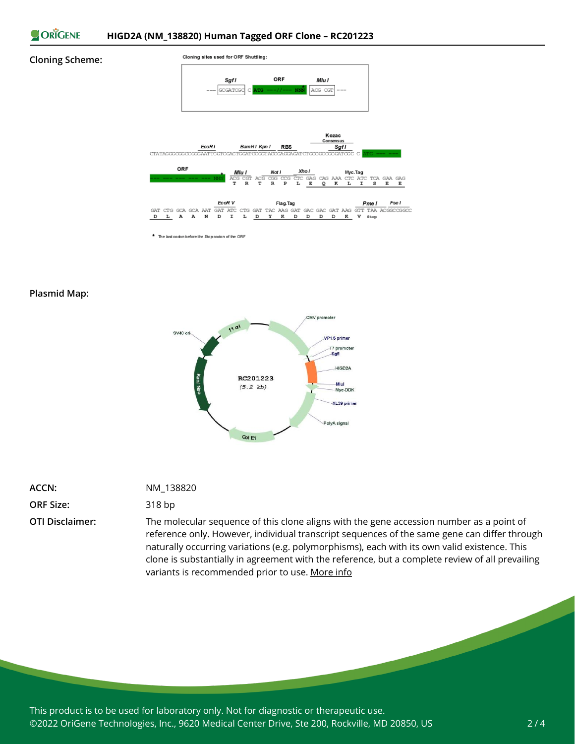**Cloning Scheme:**

Cloning sites used for ORF Shuttling:

SgfI ORF MluI

--- GCGATCGC C ATG ---//--- NNN ACG CGT ---

Kozac Consensus

EcoR I BamH I Kpn I RBS SgfI

CTATAGGGCGGCCGGGAATTCGTCGACTGGATCCGGTACCGAGGAGATCTGCCGCCGCGATCGC C ATG --- ---

ORF Mlu I Not I Xho I Myc.Tag

--- --- --- --- --- NNN* ACG CGT ACG CGG CCG CTC GAG CAG AAA CTC ATC TCA GAA GAG

T R T R P L E Q K L I S E E

EcoR V Flag.Tag Pme I Fse I

GAT CTG GCA GCA AAT GAT ATC CTG GAT TAC AAG GAT GAC GAC GAT AAG GTT TAA ACGGCCGGCC

D L A A N D I L D Y K D D D D K V stop

* The last codon before the Stop codon of the ORF

**Plasmid Map:**

CMV promoter

VP1.5 primer

T7 promoter

SgfI

HIGD2A

MluI

Myc-DDK

XL39 primer

PolyA signal

Col E1

Kan/ Neo

SV40 ori

f1 ori

RC201223
(5.2 kb)

**ACCN:** NM_138820

**ORF Size:** 318 bp

**OTI Disclaimer:** The molecular sequence of this clone aligns with the gene accession number as a point of reference only. However, individual transcript sequences of the same gene can differ through naturally occurring variations (e.g. polymorphisms), each with its own valid existence. This clone is substantially in agreement with the reference, but a complete review of all prevailing variants is recommended prior to use. More info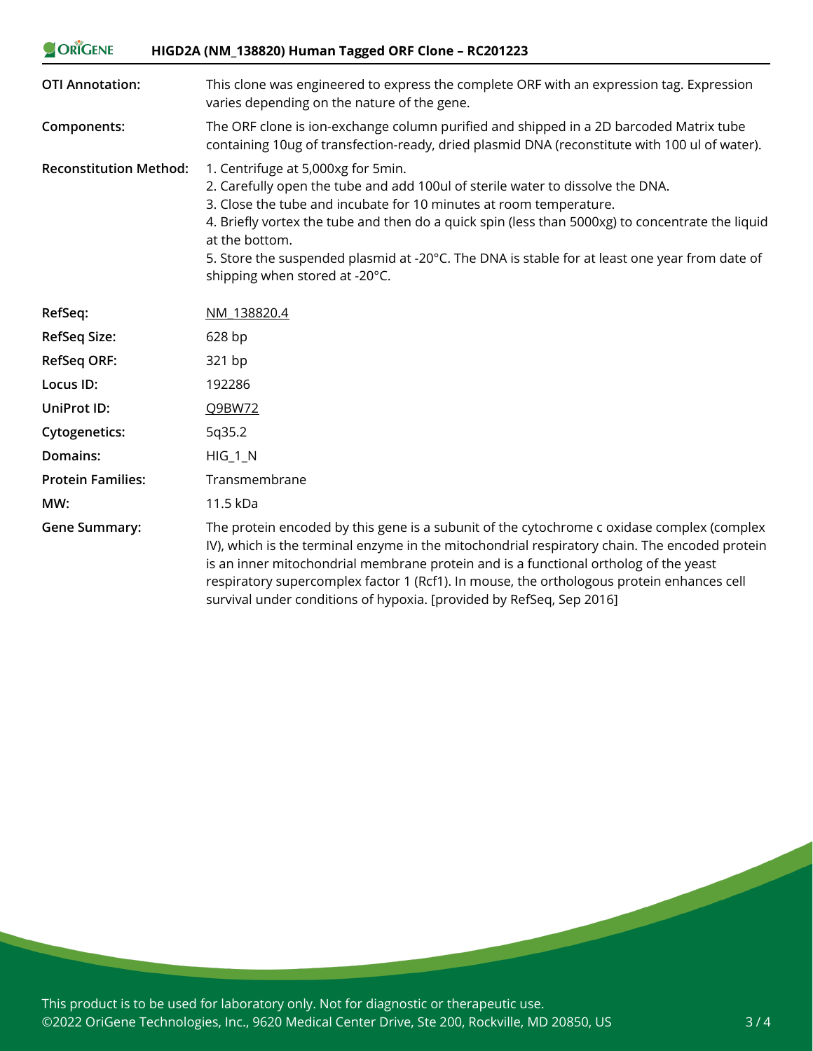| | |
|---|---|
| **OTI Annotation:** | This clone was engineered to express the complete ORF with an expression tag. Expression varies depending on the nature of the gene. |
| **Components:** | The ORF clone is ion-exchange column purified and shipped in a 2D barcoded Matrix tube containing 10ug of transfection-ready, dried plasmid DNA (reconstitute with 100 ul of water). |
| **Reconstitution Method:** | 1. Centrifuge at 5,000xg for 5min.<br>2. Carefully open the tube and add 100ul of sterile water to dissolve the DNA.<br>3. Close the tube and incubate for 10 minutes at room temperature.<br>4. Briefly vortex the tube and then do a quick spin (less than 5000xg) to concentrate the liquid at the bottom.<br>5. Store the suspended plasmid at -20°C. The DNA is stable for at least one year from date of shipping when stored at -20°C. |
| **RefSeq:** | NM_138820.4 |
| **RefSeq Size:** | 628 bp |
| **RefSeq ORF:** | 321 bp |
| **Locus ID:** | 192286 |
| **UniProt ID:** | Q9BW72 |
| **Cytogenetics:** | 5q35.2 |
| **Domains:** | HIG_1_N |
| **Protein Families:** | Transmembrane |
| **MW:** | 11.5 kDa |
| **Gene Summary:** | The protein encoded by this gene is a subunit of the cytochrome c oxidase complex (complex IV), which is the terminal enzyme in the mitochondrial respiratory chain. The encoded protein is an inner mitochondrial membrane protein and is a functional ortholog of the yeast respiratory supercomplex factor 1 (Rcf1). In mouse, the orthologous protein enhances cell survival under conditions of hypoxia. [provided by RefSeq, Sep 2016] |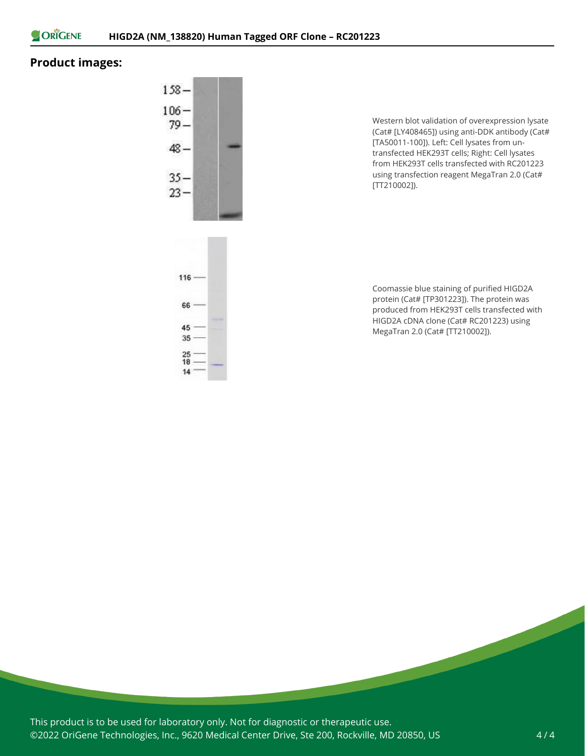## Product images:

158
106
79
48
35
23

Western blot validation of overexpression lysate (Cat# [LY408465]) using anti-DDK antibody (Cat# [TA50011-100]). Left: Cell lysates from un-transfected HEK293T cells; Right: Cell lysates from HEK293T cells transfected with RC201223 using transfection reagent MegaTran 2.0 (Cat# [TT210002]).

116
66
45
35
25
18
14

Coomassie blue staining of purified HIGD2A protein (Cat# [TP301223]). The protein was produced from HEK293T cells transfected with HIGD2A cDNA clone (Cat# RC201223) using MegaTran 2.0 (Cat# [TT210002]).

This product is to be used for laboratory only. Not for diagnostic or therapeutic use.
©2022 OriGene Technologies, Inc., 9620 Medical Center Drive, Ste 200, Rockville, MD 20850, US